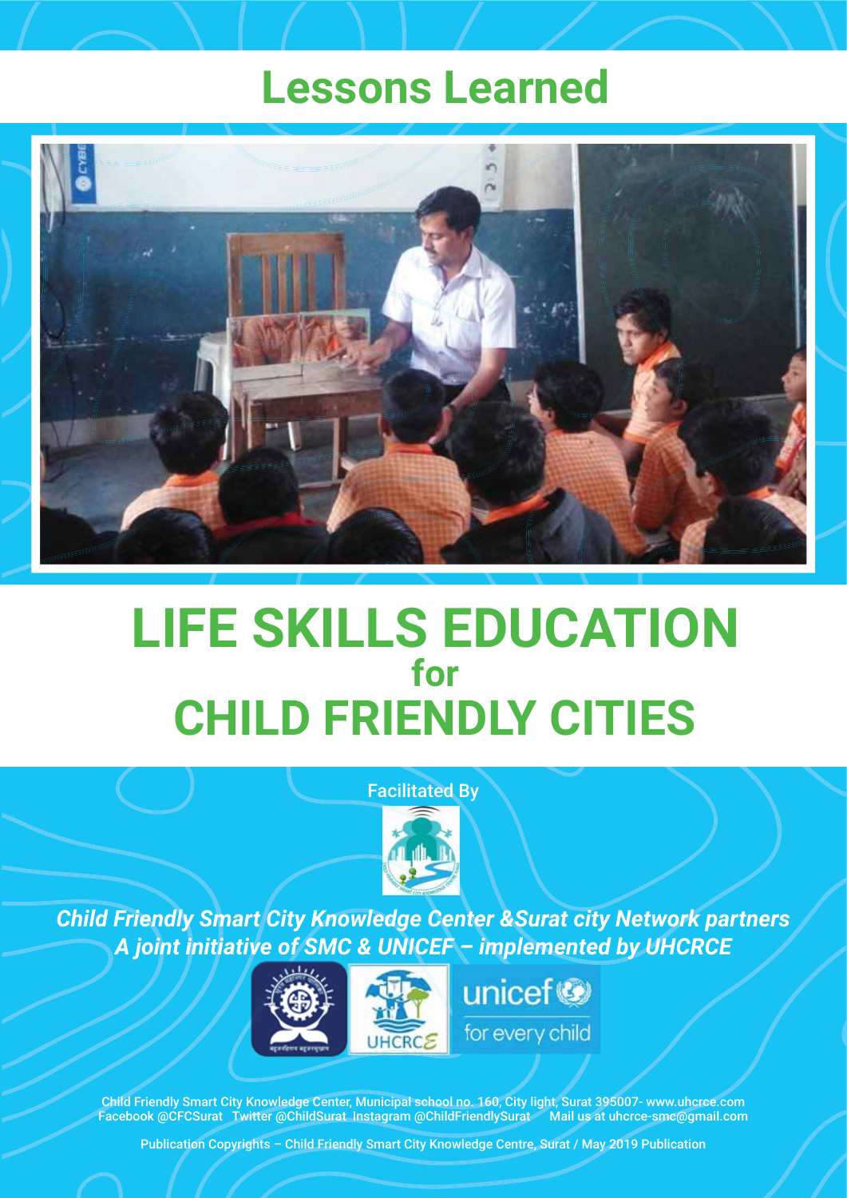# Lessons Learned

# LIFE SKILLS EDUCATION for CHILD FRIENDLY CITIES

Facilitated By

*Child Friendly Smart City Knowledge Center &Surat city Network partners*
*A joint initiative of SMC & UNICEF – implemented by UHCRCE*

Child Friendly Smart City Knowledge Center, Municipal school no. 160, City light, Surat 395007- www.uhcrce.com
Facebook @CFCSurat Twitter @ChildSurat Instagram @ChildFriendlySurat Mail us at uhcrce-smc@gmail.com

Publication Copyrights – Child Friendly Smart City Knowledge Centre, Surat / May 2019 Publication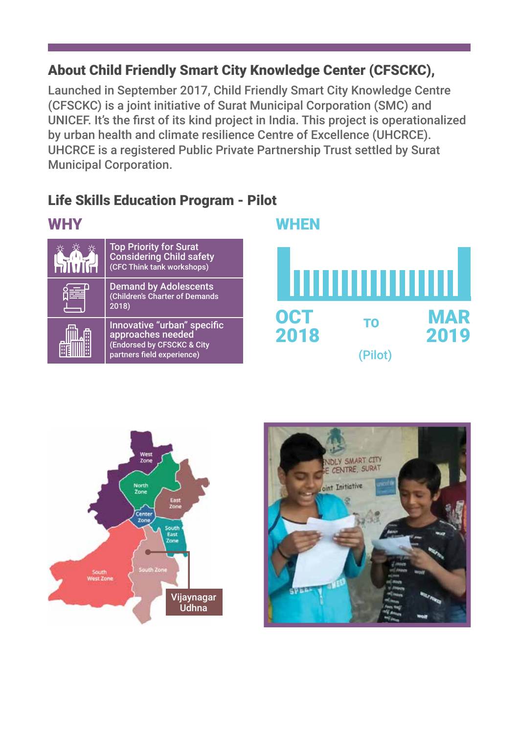## About Child Friendly Smart City Knowledge Center (CFSCKC),

Launched in September 2017, Child Friendly Smart City Knowledge Centre (CFSCKC) is a joint initiative of Surat Municipal Corporation (SMC) and UNICEF. It's the first of its kind project in India. This project is operationalized by urban health and climate resilience Centre of Excellence (UHCRCE). UHCRCE is a registered Public Private Partnership Trust settled by Surat Municipal Corporation.

## Life Skills Education Program - Pilot

### WHY

- Top Priority for Surat Considering Child safety (CFC Think tank workshops)
- Demand by Adolescents (Children's Charter of Demands 2018)
- Innovative "urban" specific approaches needed (Endorsed by CFSCKC & City partners field experience)

### WHEN

OCT 2018 TO MAR 2019 (Pilot)

West Zone, North Zone, East Zone, Center Zone, South East Zone, South Zone, South West Zone

Vijaynagar Udhna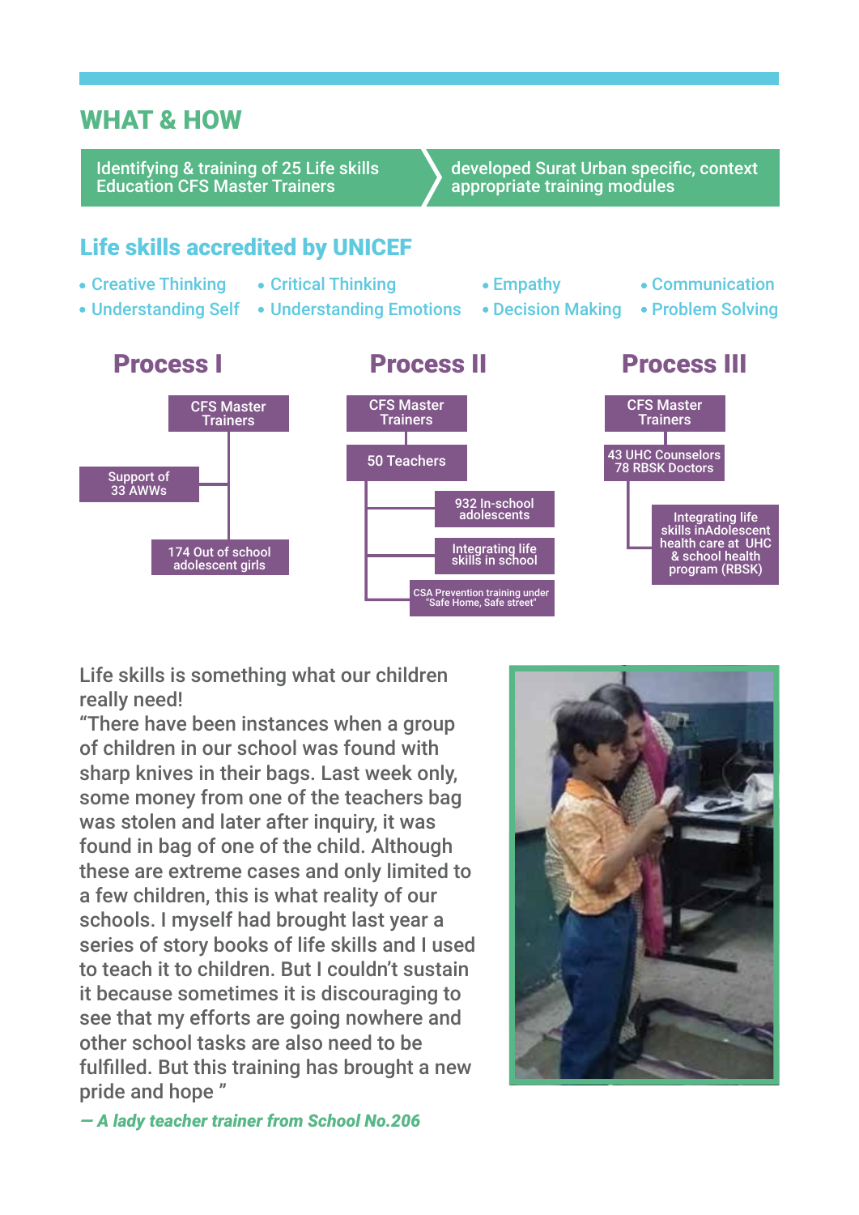## WHAT & HOW

Identifying & training of 25 Life skills Education CFS Master Trainers → developed Surat Urban specific, context appropriate training modules

### Life skills accredited by UNICEF

- Creative Thinking
- Critical Thinking
- Empathy
- Communication
- Understanding Self
- Understanding Emotions
- Decision Making
- Problem Solving

### Process I

- CFS Master Trainers
  - Support of 33 AWWs
  - 174 Out of school adolescent girls

### Process II

- CFS Master Trainers
  - 50 Teachers
    - 932 In-school adolescents
    - Integrating life skills in school
    - CSA Prevention training under "Safe Home, Safe street"

### Process III

- CFS Master Trainers
  - 43 UHC Counselors 78 RBSK Doctors
    - Integrating life skills inAdolescent health care at UHC & school health program (RBSK)

Life skills is something what our children really need!

"There have been instances when a group of children in our school was found with sharp knives in their bags. Last week only, some money from one of the teachers bag was stolen and later after inquiry, it was found in bag of one of the child. Although these are extreme cases and only limited to a few children, this is what reality of our schools. I myself had brought last year a series of story books of life skills and I used to teach it to children. But I couldn't sustain it because sometimes it is discouraging to see that my efforts are going nowhere and other school tasks are also need to be fulfilled. But this training has brought a new pride and hope "

***— A lady teacher trainer from School No.206***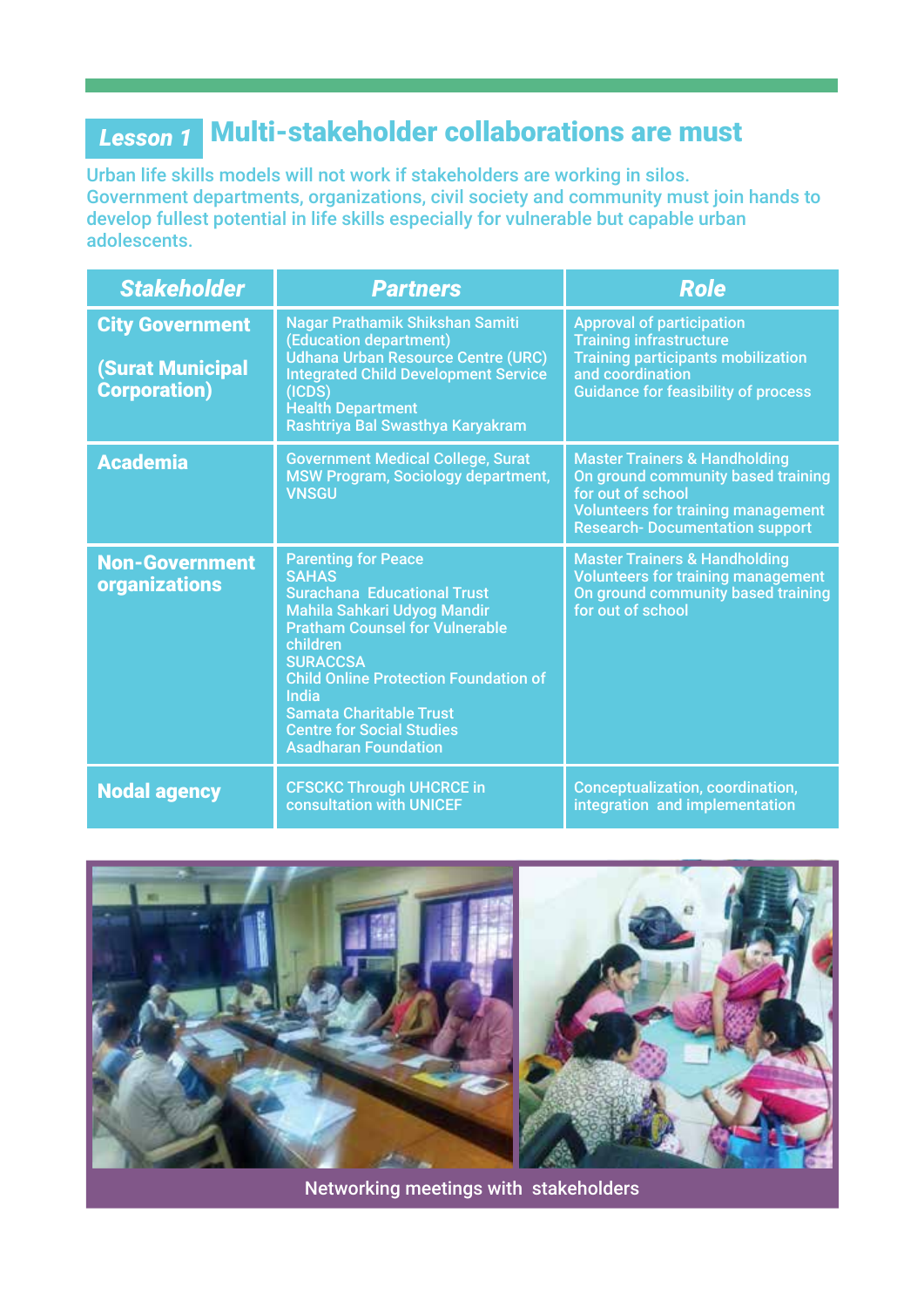## Lesson 1 Multi-stakeholder collaborations are must

Urban life skills models will not work if stakeholders are working in silos. Government departments, organizations, civil society and community must join hands to develop fullest potential in life skills especially for vulnerable but capable urban adolescents.

| Stakeholder | Partners | Role |
|---|---|---|
| **City Government** <br><br> **(Surat Municipal Corporation)** | Nagar Prathamik Shikshan Samiti (Education department)<br>Udhana Urban Resource Centre (URC)<br>Integrated Child Development Service (ICDS)<br>Health Department<br>Rashtriya Bal Swasthya Karyakram | Approval of participation<br>Training infrastructure<br>Training participants mobilization and coordination<br>Guidance for feasibility of process |
| **Academia** | Government Medical College, Surat<br>MSW Program, Sociology department, VNSGU | Master Trainers & Handholding<br>On ground community based training for out of school<br>Volunteers for training management<br>Research- Documentation support |
| **Non-Government organizations** | Parenting for Peace<br>SAHAS<br>Surachana Educational Trust<br>Mahila Sahkari Udyog Mandir<br>Pratham Counsel for Vulnerable children<br>SURACCSA<br>Child Online Protection Foundation of India<br>Samata Charitable Trust<br>Centre for Social Studies<br>Asadharan Foundation | Master Trainers & Handholding<br>Volunteers for training management<br>On ground community based training for out of school |
| **Nodal agency** | CFSCKC Through UHCRCE in consultation with UNICEF | Conceptualization, coordination, integration and implementation |

Networking meetings with stakeholders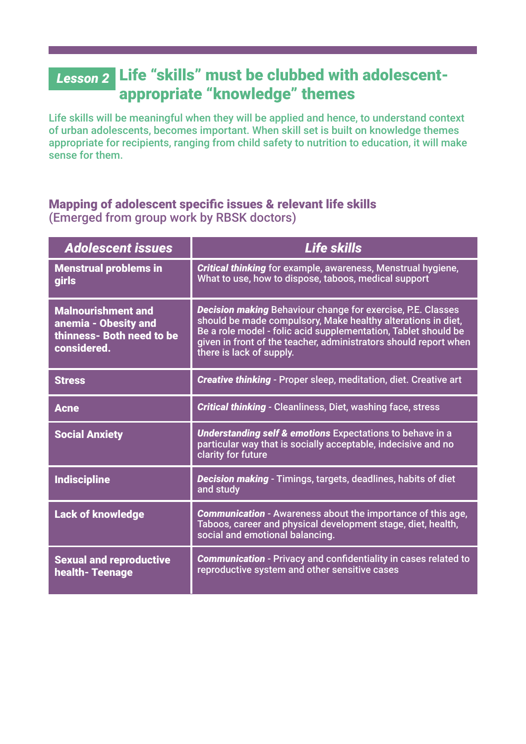## Lesson 2 Life “skills” must be clubbed with adolescent-appropriate “knowledge” themes

Life skills will be meaningful when they will be applied and hence, to understand context of urban adolescents, becomes important. When skill set is built on knowledge themes appropriate for recipients, ranging from child safety to nutrition to education, it will make sense for them.

### Mapping of adolescent specific issues & relevant life skills

(Emerged from group work by RBSK doctors)

| Adolescent issues | Life skills |
|---|---|
| **Menstrual problems in girls** | ***Critical thinking*** for example, awareness, Menstrual hygiene, What to use, how to dispose, taboos, medical support |
| **Malnourishment and anemia - Obesity and thinness- Both need to be considered.** | ***Decision making*** Behaviour change for exercise, P.E. Classes should be made compulsory, Make healthy alterations in diet, Be a role model - folic acid supplementation, Tablet should be given in front of the teacher, administrators should report when there is lack of supply. |
| **Stress** | ***Creative thinking*** - Proper sleep, meditation, diet. Creative art |
| **Acne** | ***Critical thinking*** - Cleanliness, Diet, washing face, stress |
| **Social Anxiety** | ***Understanding self & emotions*** Expectations to behave in a particular way that is socially acceptable, indecisive and no clarity for future |
| **Indiscipline** | ***Decision making*** - Timings, targets, deadlines, habits of diet and study |
| **Lack of knowledge** | ***Communication*** - Awareness about the importance of this age, Taboos, career and physical development stage, diet, health, social and emotional balancing. |
| **Sexual and reproductive health- Teenage** | ***Communication*** - Privacy and confidentiality in cases related to reproductive system and other sensitive cases |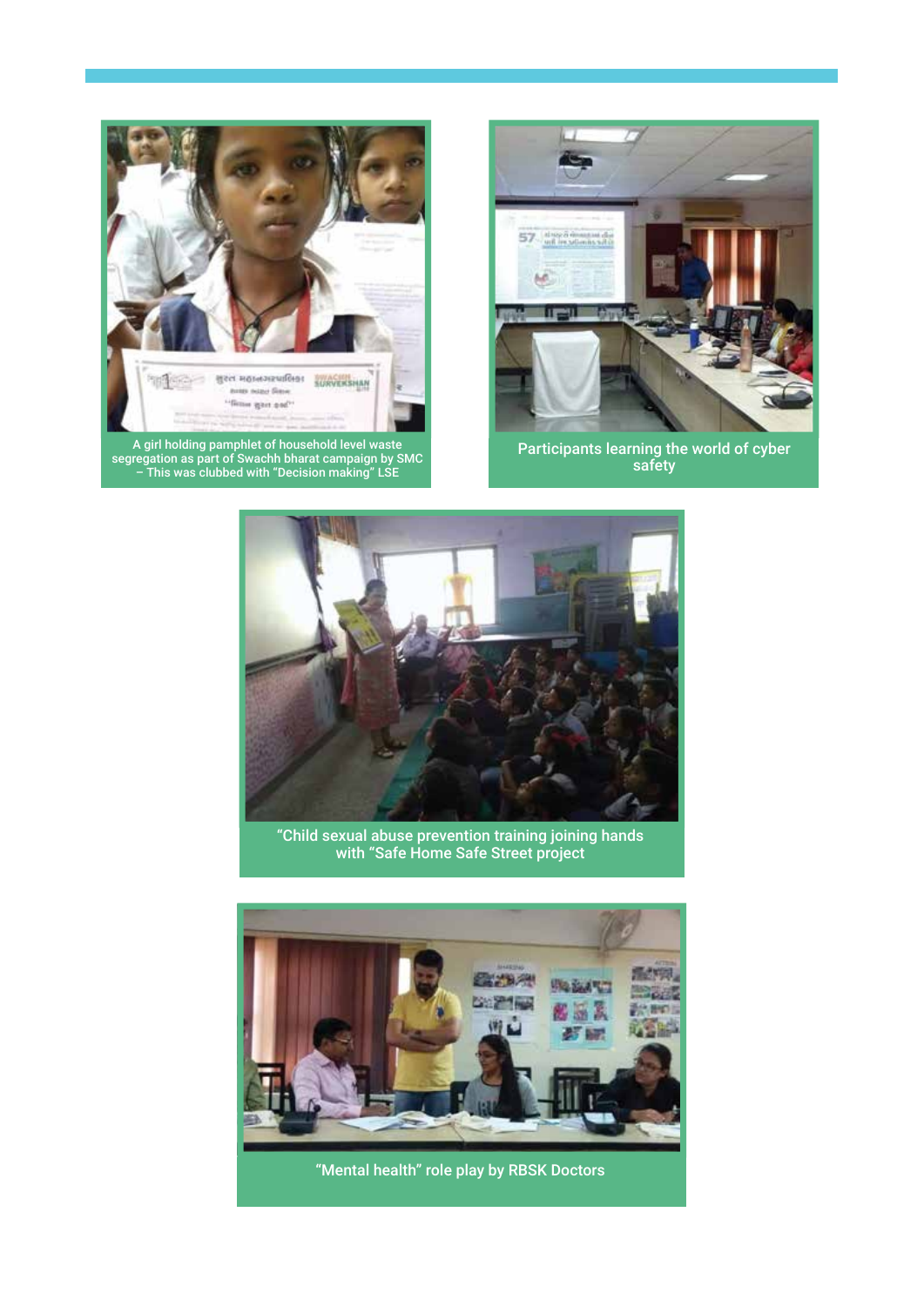A girl holding pamphlet of household level waste segregation as part of Swachh bharat campaign by SMC – This was clubbed with "Decision making" LSE

Participants learning the world of cyber safety

"Child sexual abuse prevention training joining hands with "Safe Home Safe Street project

"Mental health" role play by RBSK Doctors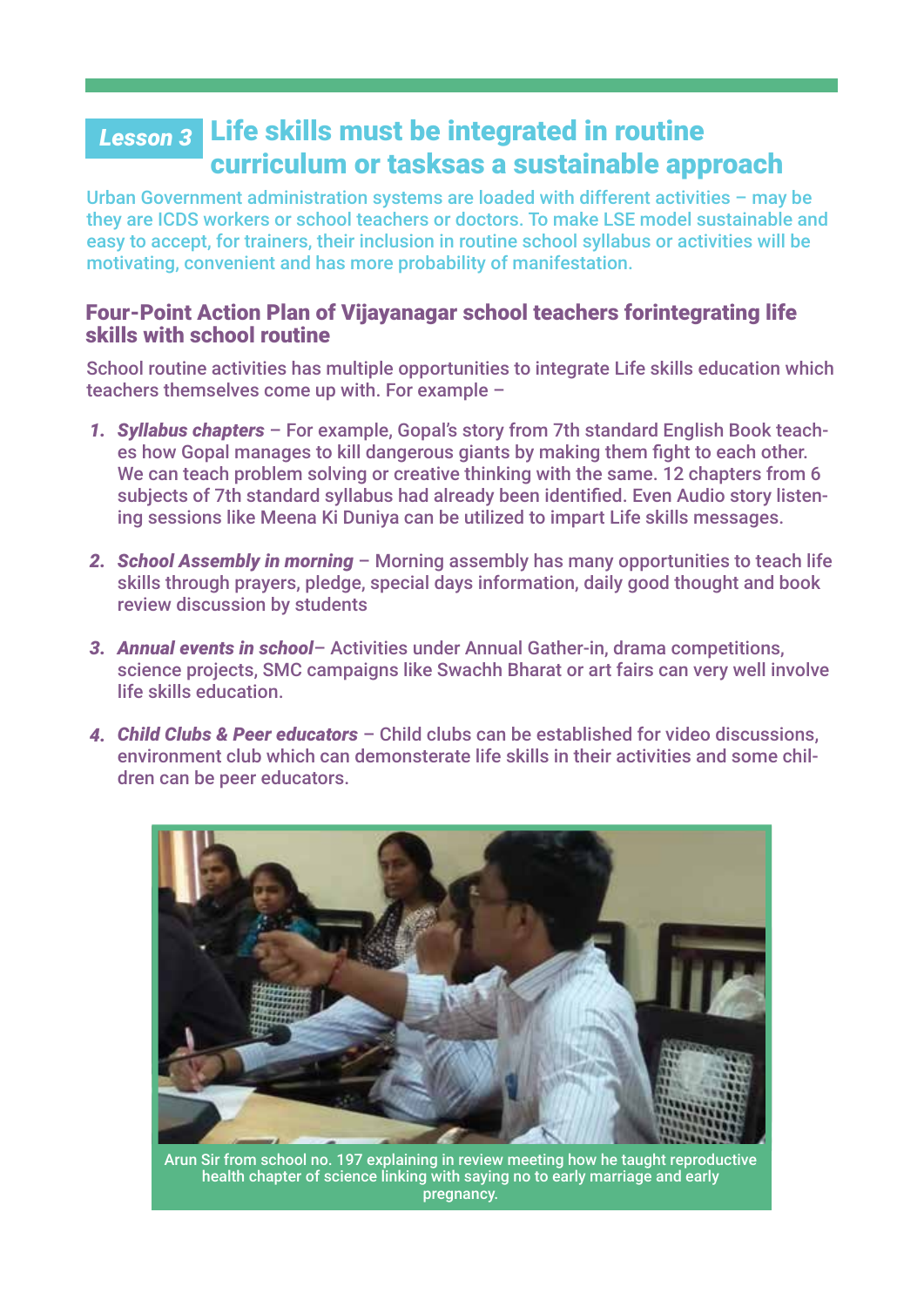## Lesson 3 Life skills must be integrated in routine curriculum or tasksas a sustainable approach

Urban Government administration systems are loaded with different activities – may be they are ICDS workers or school teachers or doctors. To make LSE model sustainable and easy to accept, for trainers, their inclusion in routine school syllabus or activities will be motivating, convenient and has more probability of manifestation.

### Four-Point Action Plan of Vijayanagar school teachers forintegrating life skills with school routine

School routine activities has multiple opportunities to integrate Life skills education which teachers themselves come up with. For example –

1. ***Syllabus chapters*** – For example, Gopal's story from 7th standard English Book teaches how Gopal manages to kill dangerous giants by making them fight to each other. We can teach problem solving or creative thinking with the same. 12 chapters from 6 subjects of 7th standard syllabus had already been identified. Even Audio story listening sessions like Meena Ki Duniya can be utilized to impart Life skills messages.

2. ***School Assembly in morning*** – Morning assembly has many opportunities to teach life skills through prayers, pledge, special days information, daily good thought and book review discussion by students

3. ***Annual events in school***– Activities under Annual Gather-in, drama competitions, science projects, SMC campaigns like Swachh Bharat or art fairs can very well involve life skills education.

4. ***Child Clubs & Peer educators*** – Child clubs can be established for video discussions, environment club which can demonsterate life skills in their activities and some children can be peer educators.

Arun Sir from school no. 197 explaining in review meeting how he taught reproductive health chapter of science linking with saying no to early marriage and early pregnancy.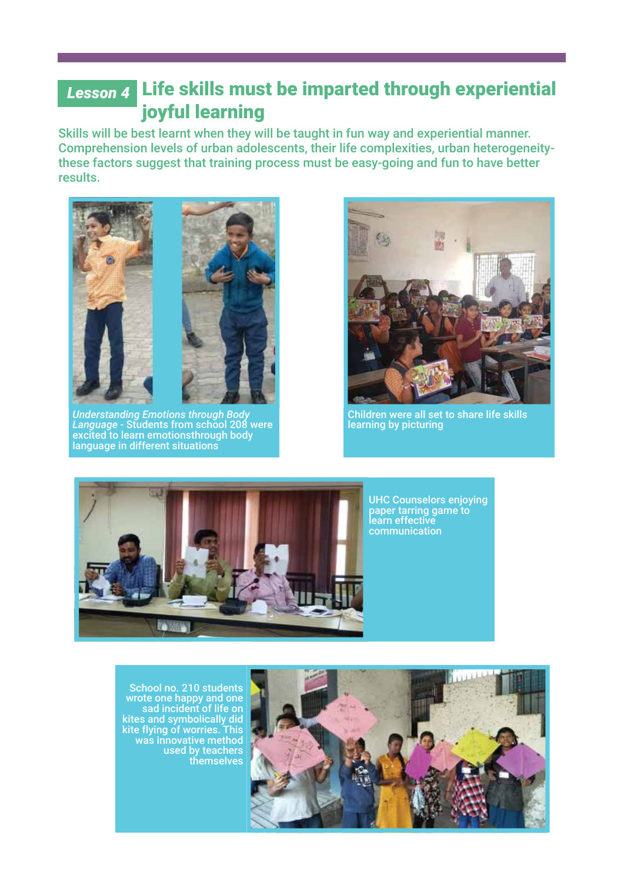## Lesson 4 Life skills must be imparted through experiential joyful learning

Skills will be best learnt when they will be taught in fun way and experiential manner. Comprehension levels of urban adolescents, their life complexities, urban heterogeneity- these factors suggest that training process must be easy-going and fun to have better results.

*Understanding Emotions through Body Language* - Students from school 208 were excited to learn emotionsthrough body language in different situations

Children were all set to share life skills learning by picturing

UHC Counselors enjoying paper tarring game to learn effective communication

School no. 210 students wrote one happy and one sad incident of life on kites and symbolically did kite flying of worries. This was innovative method used by teachers themselves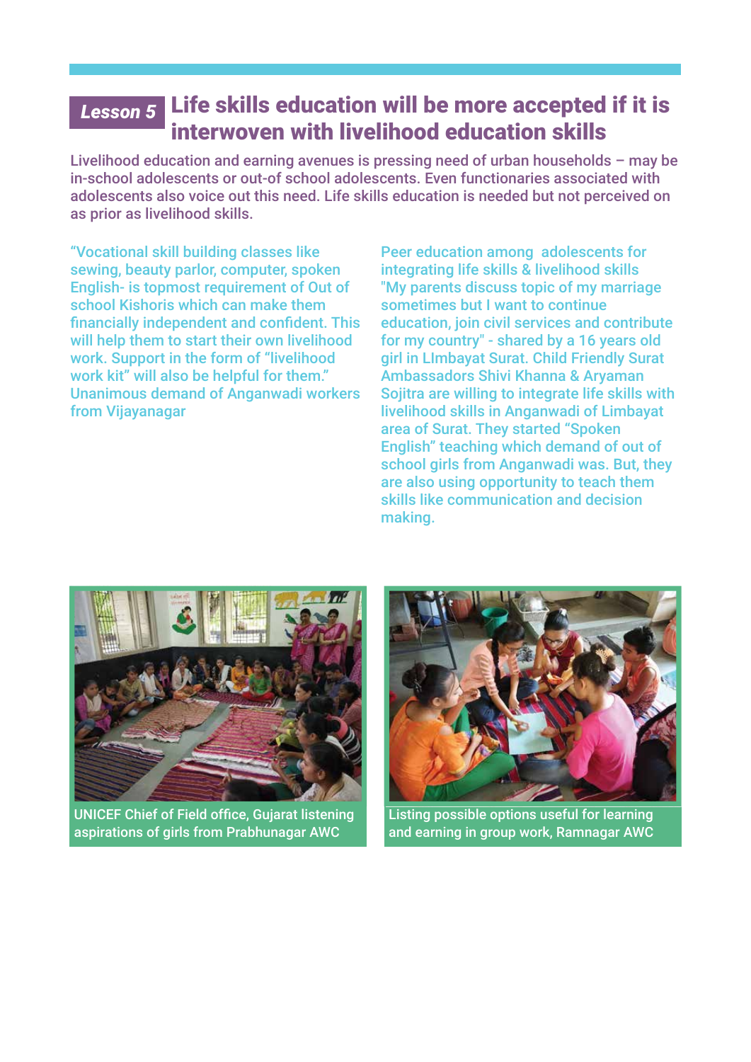## Lesson 5 Life skills education will be more accepted if it is interwoven with livelihood education skills

Livelihood education and earning avenues is pressing need of urban households – may be in-school adolescents or out-of school adolescents. Even functionaries associated with adolescents also voice out this need. Life skills education is needed but not perceived on as prior as livelihood skills.

"Vocational skill building classes like sewing, beauty parlor, computer, spoken English- is topmost requirement of Out of school Kishoris which can make them financially independent and confident. This will help them to start their own livelihood work. Support in the form of "livelihood work kit" will also be helpful for them." Unanimous demand of Anganwadi workers from Vijayanagar

Peer education among adolescents for integrating life skills & livelihood skills "My parents discuss topic of my marriage sometimes but I want to continue education, join civil services and contribute for my country" - shared by a 16 years old girl in LImbayat Surat. Child Friendly Surat Ambassadors Shivi Khanna & Aryaman Sojitra are willing to integrate life skills with livelihood skills in Anganwadi of Limbayat area of Surat. They started "Spoken English" teaching which demand of out of school girls from Anganwadi was. But, they are also using opportunity to teach them skills like communication and decision making.

UNICEF Chief of Field office, Gujarat listening aspirations of girls from Prabhunagar AWC

Listing possible options useful for learning and earning in group work, Ramnagar AWC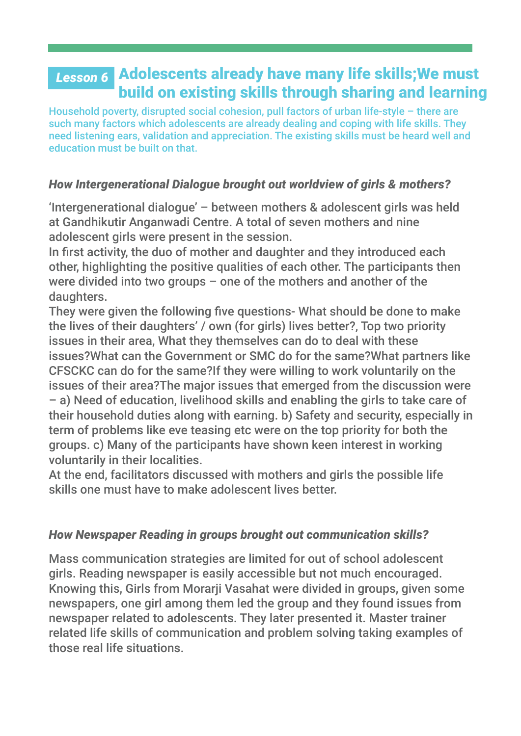## Lesson 6 Adolescents already have many life skills;We must build on existing skills through sharing and learning

Household poverty, disrupted social cohesion, pull factors of urban life-style – there are such many factors which adolescents are already dealing and coping with life skills. They need listening ears, validation and appreciation. The existing skills must be heard well and education must be built on that.

### *How Intergenerational Dialogue brought out worldview of girls & mothers?*

'Intergenerational dialogue' – between mothers & adolescent girls was held at Gandhikutir Anganwadi Centre. A total of seven mothers and nine adolescent girls were present in the session.
In first activity, the duo of mother and daughter and they introduced each other, highlighting the positive qualities of each other. The participants then were divided into two groups – one of the mothers and another of the daughters.
They were given the following five questions- What should be done to make the lives of their daughters' / own (for girls) lives better?, Top two priority issues in their area, What they themselves can do to deal with these issues?What can the Government or SMC do for the same?What partners like CFSCKC can do for the same?If they were willing to work voluntarily on the issues of their area?The major issues that emerged from the discussion were – a) Need of education, livelihood skills and enabling the girls to take care of their household duties along with earning. b) Safety and security, especially in term of problems like eve teasing etc were on the top priority for both the groups. c) Many of the participants have shown keen interest in working voluntarily in their localities.
At the end, facilitators discussed with mothers and girls the possible life skills one must have to make adolescent lives better.

### *How Newspaper Reading in groups brought out communication skills?*

Mass communication strategies are limited for out of school adolescent girls. Reading newspaper is easily accessible but not much encouraged. Knowing this, Girls from Morarji Vasahat were divided in groups, given some newspapers, one girl among them led the group and they found issues from newspaper related to adolescents. They later presented it. Master trainer related life skills of communication and problem solving taking examples of those real life situations.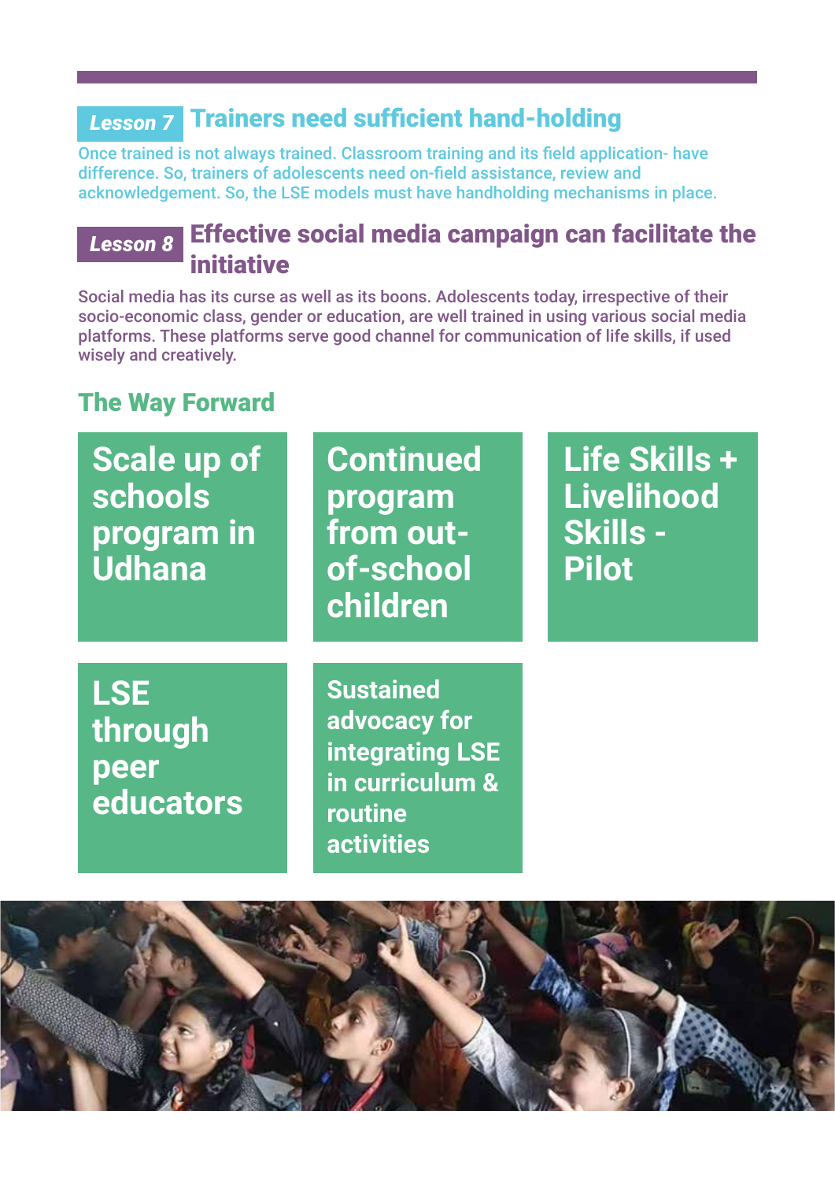## Lesson 7 Trainers need sufficient hand-holding

Once trained is not always trained. Classroom training and its field application- have difference. So, trainers of adolescents need on-field assistance, review and acknowledgement. So, the LSE models must have handholding mechanisms in place.

## Lesson 8 Effective social media campaign can facilitate the initiative

Social media has its curse as well as its boons. Adolescents today, irrespective of their socio-economic class, gender or education, are well trained in using various social media platforms. These platforms serve good channel for communication of life skills, if used wisely and creatively.

## The Way Forward

- **Scale up of schools program in Udhana**
- **Continued program from out-of-school children**
- **Life Skills + Livelihood Skills - Pilot**
- **LSE through peer educators**
- **Sustained advocacy for integrating LSE in curriculum & routine activities**